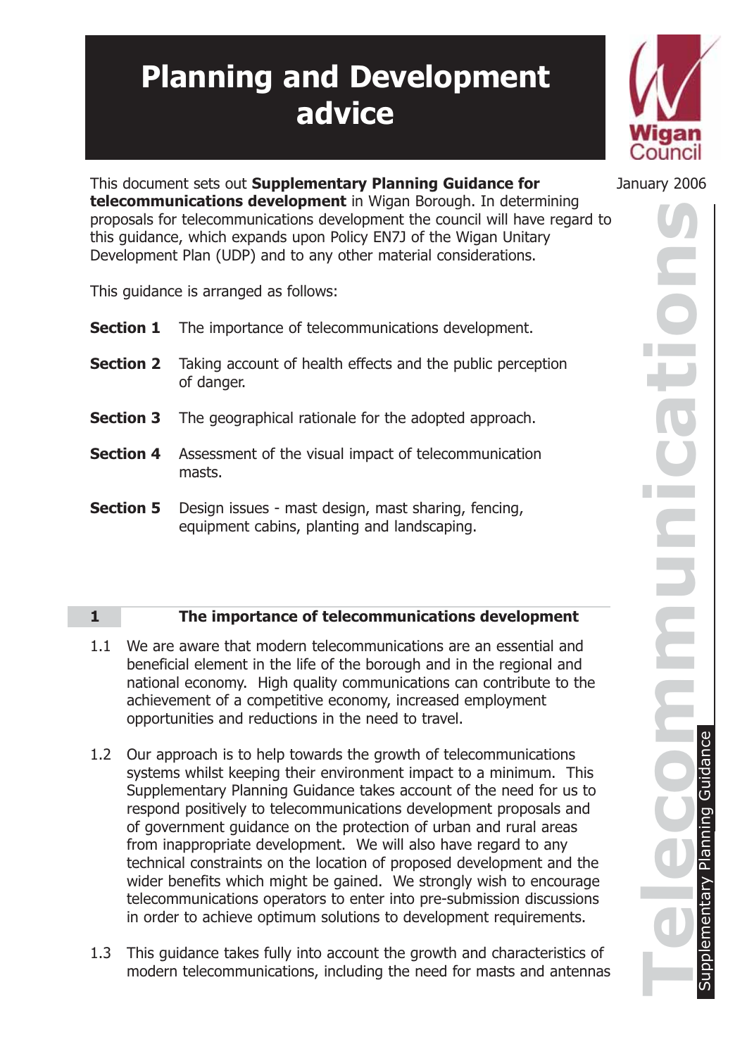# Planning and Development advice

January 2006

This document sets out **Supplementary Planning Guidance for telecommunications development** in Wigan Borough. In determining proposals for telecommunications development the council will have regard to this guidance, which expands upon Policy EN7J of the Wigan Unitary Development Plan (UDP) and to any other material considerations.

This guidance is arranged as follows:

**Section 1** The importance of telecommunications development.

**Section 2** Taking account of health effects and the public perception of danger.

**Section 3** The geographical rationale for the adopted approach.

**Section 4** Assessment of the visual impact of telecommunication masts.

**Section 5** Design issues - mast design, mast sharing, fencing, equipment cabins, planting and landscaping.

## 1 The importance of telecommunications development

1.1 We are aware that modern telecommunications are an essential and beneficial element in the life of the borough and in the regional and national economy. High quality communications can contribute to the achievement of a competitive economy, increased employment opportunities and reductions in the need to travel.

1.2 Our approach is to help towards the growth of telecommunications systems whilst keeping their environment impact to a minimum. This Supplementary Planning Guidance takes account of the need for us to respond positively to telecommunications development proposals and of government guidance on the protection of urban and rural areas from inappropriate development. We will also have regard to any technical constraints on the location of proposed development and the wider benefits which might be gained. We strongly wish to encourage telecommunications operators to enter into pre-submission discussions in order to achieve optimum solutions to development requirements.

1.3 This guidance takes fully into account the growth and characteristics of modern telecommunications, including the need for masts and antennas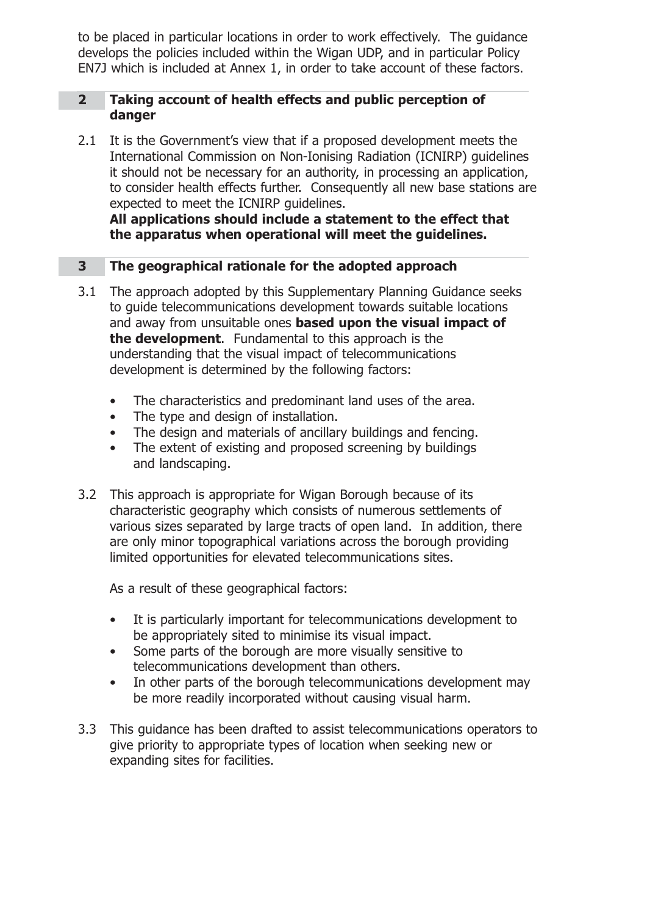to be placed in particular locations in order to work effectively. The guidance develops the policies included within the Wigan UDP, and in particular Policy EN7J which is included at Annex 1, in order to take account of these factors.

## 2 Taking account of health effects and public perception of danger

2.1 It is the Government's view that if a proposed development meets the International Commission on Non-Ionising Radiation (ICNIRP) guidelines it should not be necessary for an authority, in processing an application, to consider health effects further. Consequently all new base stations are expected to meet the ICNIRP guidelines.
**All applications should include a statement to the effect that the apparatus when operational will meet the guidelines.**

## 3 The geographical rationale for the adopted approach

3.1 The approach adopted by this Supplementary Planning Guidance seeks to guide telecommunications development towards suitable locations and away from unsuitable ones **based upon the visual impact of the development**. Fundamental to this approach is the understanding that the visual impact of telecommunications development is determined by the following factors:

- The characteristics and predominant land uses of the area.
- The type and design of installation.
- The design and materials of ancillary buildings and fencing.
- The extent of existing and proposed screening by buildings and landscaping.

3.2 This approach is appropriate for Wigan Borough because of its characteristic geography which consists of numerous settlements of various sizes separated by large tracts of open land. In addition, there are only minor topographical variations across the borough providing limited opportunities for elevated telecommunications sites.

As a result of these geographical factors:

- It is particularly important for telecommunications development to be appropriately sited to minimise its visual impact.
- Some parts of the borough are more visually sensitive to telecommunications development than others.
- In other parts of the borough telecommunications development may be more readily incorporated without causing visual harm.

3.3 This guidance has been drafted to assist telecommunications operators to give priority to appropriate types of location when seeking new or expanding sites for facilities.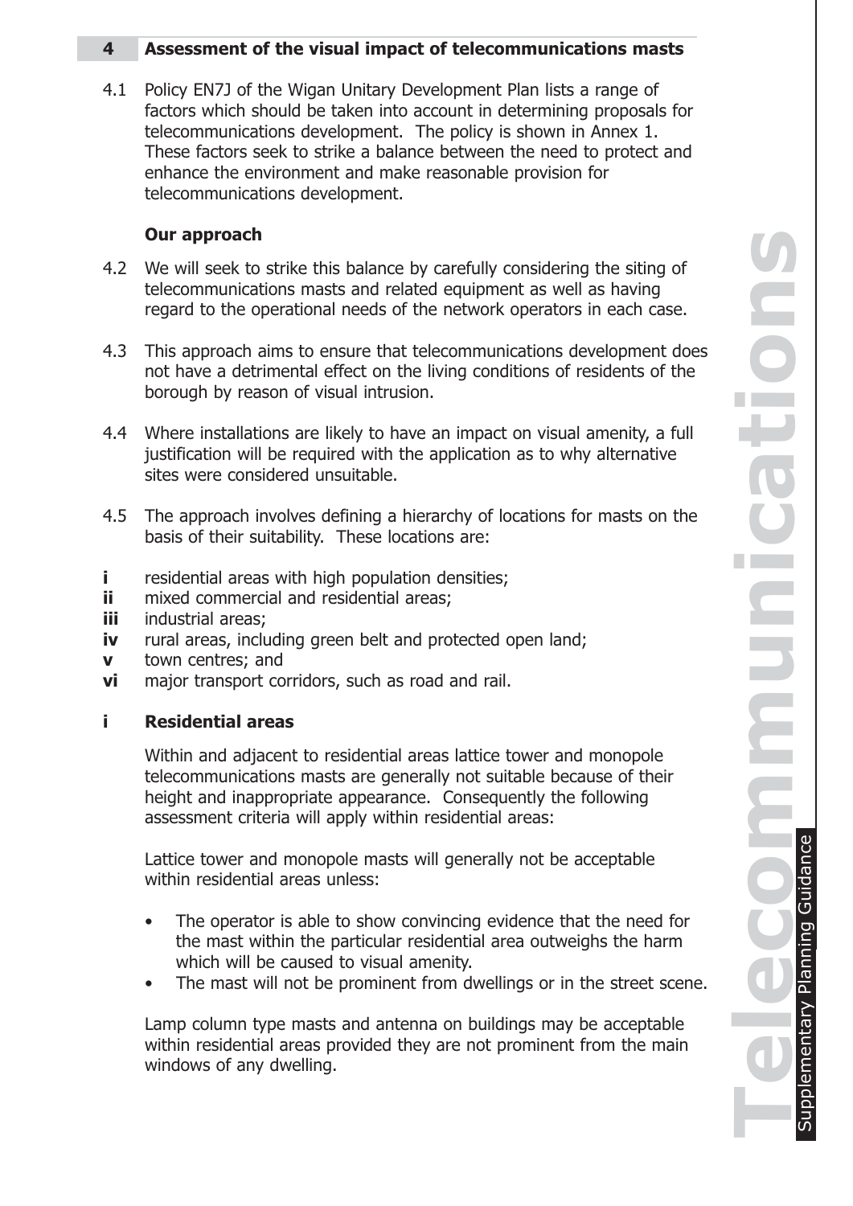## 4 Assessment of the visual impact of telecommunications masts

4.1 Policy EN7J of the Wigan Unitary Development Plan lists a range of factors which should be taken into account in determining proposals for telecommunications development. The policy is shown in Annex 1. These factors seek to strike a balance between the need to protect and enhance the environment and make reasonable provision for telecommunications development.

### Our approach

4.2 We will seek to strike this balance by carefully considering the siting of telecommunications masts and related equipment as well as having regard to the operational needs of the network operators in each case.

4.3 This approach aims to ensure that telecommunications development does not have a detrimental effect on the living conditions of residents of the borough by reason of visual intrusion.

4.4 Where installations are likely to have an impact on visual amenity, a full justification will be required with the application as to why alternative sites were considered unsuitable.

4.5 The approach involves defining a hierarchy of locations for masts on the basis of their suitability. These locations are:

- **i** residential areas with high population densities;
- **ii** mixed commercial and residential areas;
- **iii** industrial areas;
- **iv** rural areas, including green belt and protected open land;
- **v** town centres; and
- **vi** major transport corridors, such as road and rail.

### i Residential areas

Within and adjacent to residential areas lattice tower and monopole telecommunications masts are generally not suitable because of their height and inappropriate appearance. Consequently the following assessment criteria will apply within residential areas:

Lattice tower and monopole masts will generally not be acceptable within residential areas unless:

- The operator is able to show convincing evidence that the need for the mast within the particular residential area outweighs the harm which will be caused to visual amenity.
- The mast will not be prominent from dwellings or in the street scene.

Lamp column type masts and antenna on buildings may be acceptable within residential areas provided they are not prominent from the main windows of any dwelling.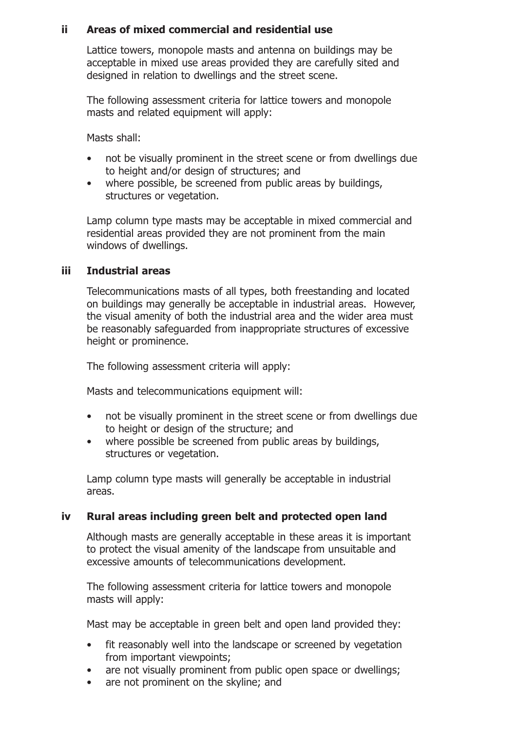### ii Areas of mixed commercial and residential use

Lattice towers, monopole masts and antenna on buildings may be acceptable in mixed use areas provided they are carefully sited and designed in relation to dwellings and the street scene.

The following assessment criteria for lattice towers and monopole masts and related equipment will apply:

Masts shall:

- not be visually prominent in the street scene or from dwellings due to height and/or design of structures; and
- where possible, be screened from public areas by buildings, structures or vegetation.

Lamp column type masts may be acceptable in mixed commercial and residential areas provided they are not prominent from the main windows of dwellings.

### iii Industrial areas

Telecommunications masts of all types, both freestanding and located on buildings may generally be acceptable in industrial areas. However, the visual amenity of both the industrial area and the wider area must be reasonably safeguarded from inappropriate structures of excessive height or prominence.

The following assessment criteria will apply:

Masts and telecommunications equipment will:

- not be visually prominent in the street scene or from dwellings due to height or design of the structure; and
- where possible be screened from public areas by buildings, structures or vegetation.

Lamp column type masts will generally be acceptable in industrial areas.

### iv Rural areas including green belt and protected open land

Although masts are generally acceptable in these areas it is important to protect the visual amenity of the landscape from unsuitable and excessive amounts of telecommunications development.

The following assessment criteria for lattice towers and monopole masts will apply:

Mast may be acceptable in green belt and open land provided they:

- fit reasonably well into the landscape or screened by vegetation from important viewpoints;
- are not visually prominent from public open space or dwellings;
- are not prominent on the skyline; and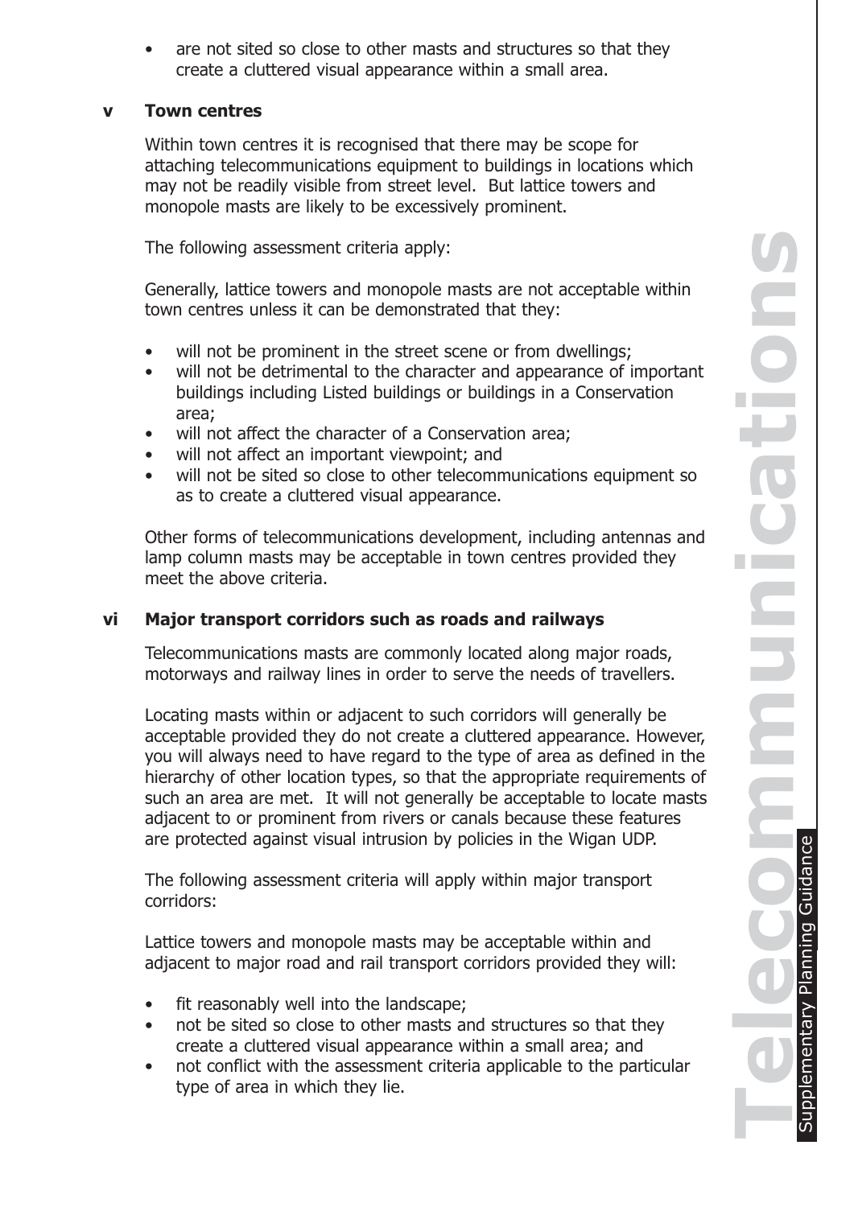- are not sited so close to other masts and structures so that they create a cluttered visual appearance within a small area.

### v Town centres

Within town centres it is recognised that there may be scope for attaching telecommunications equipment to buildings in locations which may not be readily visible from street level. But lattice towers and monopole masts are likely to be excessively prominent.

The following assessment criteria apply:

Generally, lattice towers and monopole masts are not acceptable within town centres unless it can be demonstrated that they:

- will not be prominent in the street scene or from dwellings;
- will not be detrimental to the character and appearance of important buildings including Listed buildings or buildings in a Conservation area;
- will not affect the character of a Conservation area;
- will not affect an important viewpoint; and
- will not be sited so close to other telecommunications equipment so as to create a cluttered visual appearance.

Other forms of telecommunications development, including antennas and lamp column masts may be acceptable in town centres provided they meet the above criteria.

### vi Major transport corridors such as roads and railways

Telecommunications masts are commonly located along major roads, motorways and railway lines in order to serve the needs of travellers.

Locating masts within or adjacent to such corridors will generally be acceptable provided they do not create a cluttered appearance. However, you will always need to have regard to the type of area as defined in the hierarchy of other location types, so that the appropriate requirements of such an area are met. It will not generally be acceptable to locate masts adjacent to or prominent from rivers or canals because these features are protected against visual intrusion by policies in the Wigan UDP.

The following assessment criteria will apply within major transport corridors:

Lattice towers and monopole masts may be acceptable within and adjacent to major road and rail transport corridors provided they will:

- fit reasonably well into the landscape;
- not be sited so close to other masts and structures so that they create a cluttered visual appearance within a small area; and
- not conflict with the assessment criteria applicable to the particular type of area in which they lie.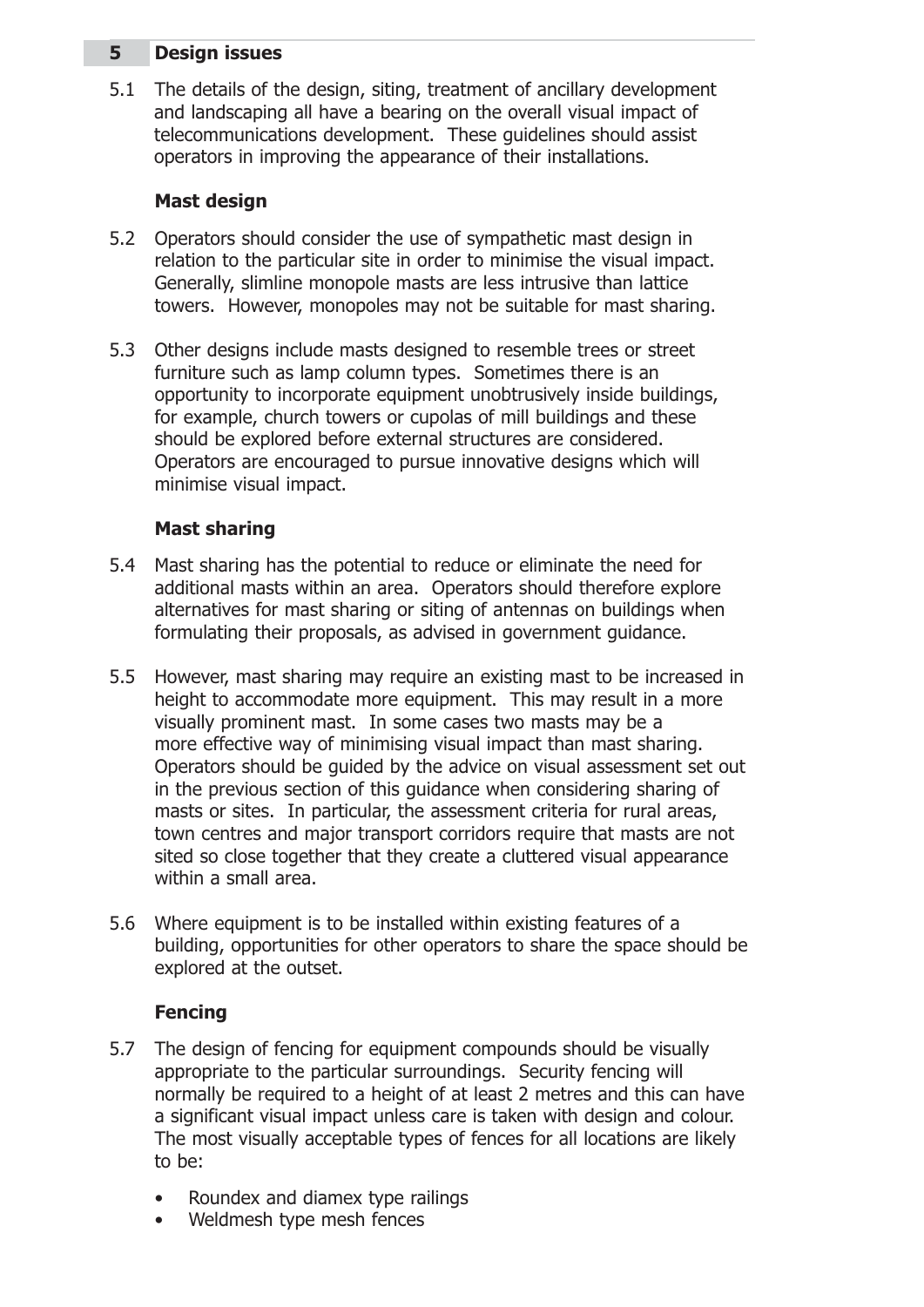## 5 Design issues

5.1 The details of the design, siting, treatment of ancillary development and landscaping all have a bearing on the overall visual impact of telecommunications development. These guidelines should assist operators in improving the appearance of their installations.

### Mast design

5.2 Operators should consider the use of sympathetic mast design in relation to the particular site in order to minimise the visual impact. Generally, slimline monopole masts are less intrusive than lattice towers. However, monopoles may not be suitable for mast sharing.

5.3 Other designs include masts designed to resemble trees or street furniture such as lamp column types. Sometimes there is an opportunity to incorporate equipment unobtrusively inside buildings, for example, church towers or cupolas of mill buildings and these should be explored before external structures are considered. Operators are encouraged to pursue innovative designs which will minimise visual impact.

### Mast sharing

5.4 Mast sharing has the potential to reduce or eliminate the need for additional masts within an area. Operators should therefore explore alternatives for mast sharing or siting of antennas on buildings when formulating their proposals, as advised in government guidance.

5.5 However, mast sharing may require an existing mast to be increased in height to accommodate more equipment. This may result in a more visually prominent mast. In some cases two masts may be a more effective way of minimising visual impact than mast sharing. Operators should be guided by the advice on visual assessment set out in the previous section of this guidance when considering sharing of masts or sites. In particular, the assessment criteria for rural areas, town centres and major transport corridors require that masts are not sited so close together that they create a cluttered visual appearance within a small area.

5.6 Where equipment is to be installed within existing features of a building, opportunities for other operators to share the space should be explored at the outset.

### Fencing

5.7 The design of fencing for equipment compounds should be visually appropriate to the particular surroundings. Security fencing will normally be required to a height of at least 2 metres and this can have a significant visual impact unless care is taken with design and colour. The most visually acceptable types of fences for all locations are likely to be:

- Roundex and diamex type railings
- Weldmesh type mesh fences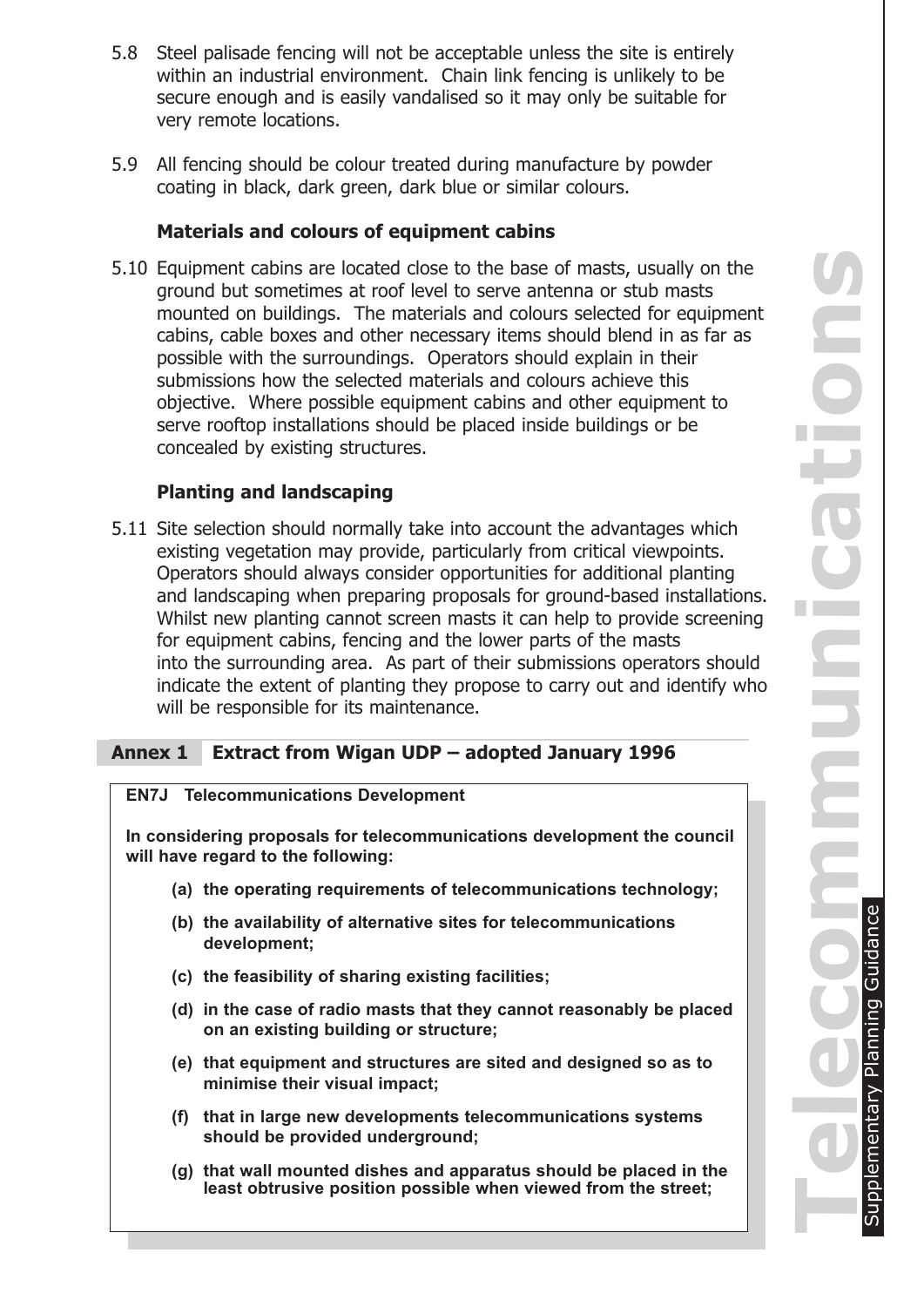5.8 Steel palisade fencing will not be acceptable unless the site is entirely within an industrial environment. Chain link fencing is unlikely to be secure enough and is easily vandalised so it may only be suitable for very remote locations.

5.9 All fencing should be colour treated during manufacture by powder coating in black, dark green, dark blue or similar colours.

### Materials and colours of equipment cabins

5.10 Equipment cabins are located close to the base of masts, usually on the ground but sometimes at roof level to serve antenna or stub masts mounted on buildings. The materials and colours selected for equipment cabins, cable boxes and other necessary items should blend in as far as possible with the surroundings. Operators should explain in their submissions how the selected materials and colours achieve this objective. Where possible equipment cabins and other equipment to serve rooftop installations should be placed inside buildings or be concealed by existing structures.

### Planting and landscaping

5.11 Site selection should normally take into account the advantages which existing vegetation may provide, particularly from critical viewpoints. Operators should always consider opportunities for additional planting and landscaping when preparing proposals for ground-based installations. Whilst new planting cannot screen masts it can help to provide screening for equipment cabins, fencing and the lower parts of the masts into the surrounding area. As part of their submissions operators should indicate the extent of planting they propose to carry out and identify who will be responsible for its maintenance.

## Annex 1 Extract from Wigan UDP – adopted January 1996

**EN7J Telecommunications Development**

**In considering proposals for telecommunications development the council will have regard to the following:**

- **(a) the operating requirements of telecommunications technology;**
- **(b) the availability of alternative sites for telecommunications development;**
- **(c) the feasibility of sharing existing facilities;**
- **(d) in the case of radio masts that they cannot reasonably be placed on an existing building or structure;**
- **(e) that equipment and structures are sited and designed so as to minimise their visual impact;**
- **(f) that in large new developments telecommunications systems should be provided underground;**
- **(g) that wall mounted dishes and apparatus should be placed in the least obtrusive position possible when viewed from the street;**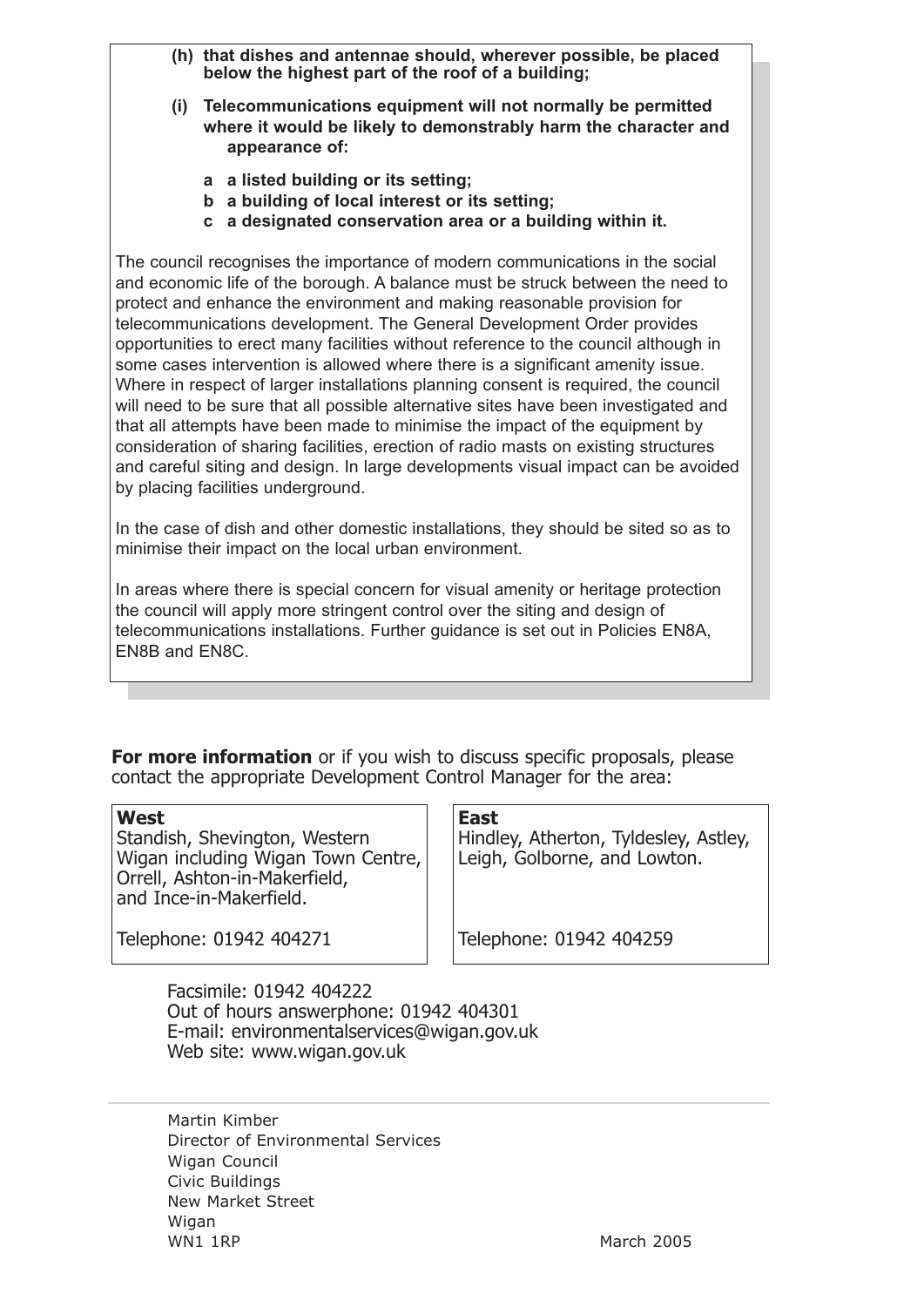**(h) that dishes and antennae should, wherever possible, be placed below the highest part of the roof of a building;**

**(i) Telecommunications equipment will not normally be permitted where it would be likely to demonstrably harm the character and appearance of:**

**a a listed building or its setting;**
**b a building of local interest or its setting;**
**c a designated conservation area or a building within it.**

The council recognises the importance of modern communications in the social and economic life of the borough. A balance must be struck between the need to protect and enhance the environment and making reasonable provision for telecommunications development. The General Development Order provides opportunities to erect many facilities without reference to the council although in some cases intervention is allowed where there is a significant amenity issue. Where in respect of larger installations planning consent is required, the council will need to be sure that all possible alternative sites have been investigated and that all attempts have been made to minimise the impact of the equipment by consideration of sharing facilities, erection of radio masts on existing structures and careful siting and design. In large developments visual impact can be avoided by placing facilities underground.

In the case of dish and other domestic installations, they should be sited so as to minimise their impact on the local urban environment.

In areas where there is special concern for visual amenity or heritage protection the council will apply more stringent control over the siting and design of telecommunications installations. Further guidance is set out in Policies EN8A, EN8B and EN8C.

**For more information** or if you wish to discuss specific proposals, please contact the appropriate Development Control Manager for the area:

**West**
Standish, Shevington, Western Wigan including Wigan Town Centre, Orrell, Ashton-in-Makerfield, and Ince-in-Makerfield.

Telephone: 01942 404271

**East**
Hindley, Atherton, Tyldesley, Astley, Leigh, Golborne, and Lowton.

Telephone: 01942 404259

Facsimile: 01942 404222
Out of hours answerphone: 01942 404301
E-mail: environmentalservices@wigan.gov.uk
Web site: www.wigan.gov.uk

Martin Kimber
Director of Environmental Services
Wigan Council
Civic Buildings
New Market Street
Wigan
WN1 1RP

March 2005